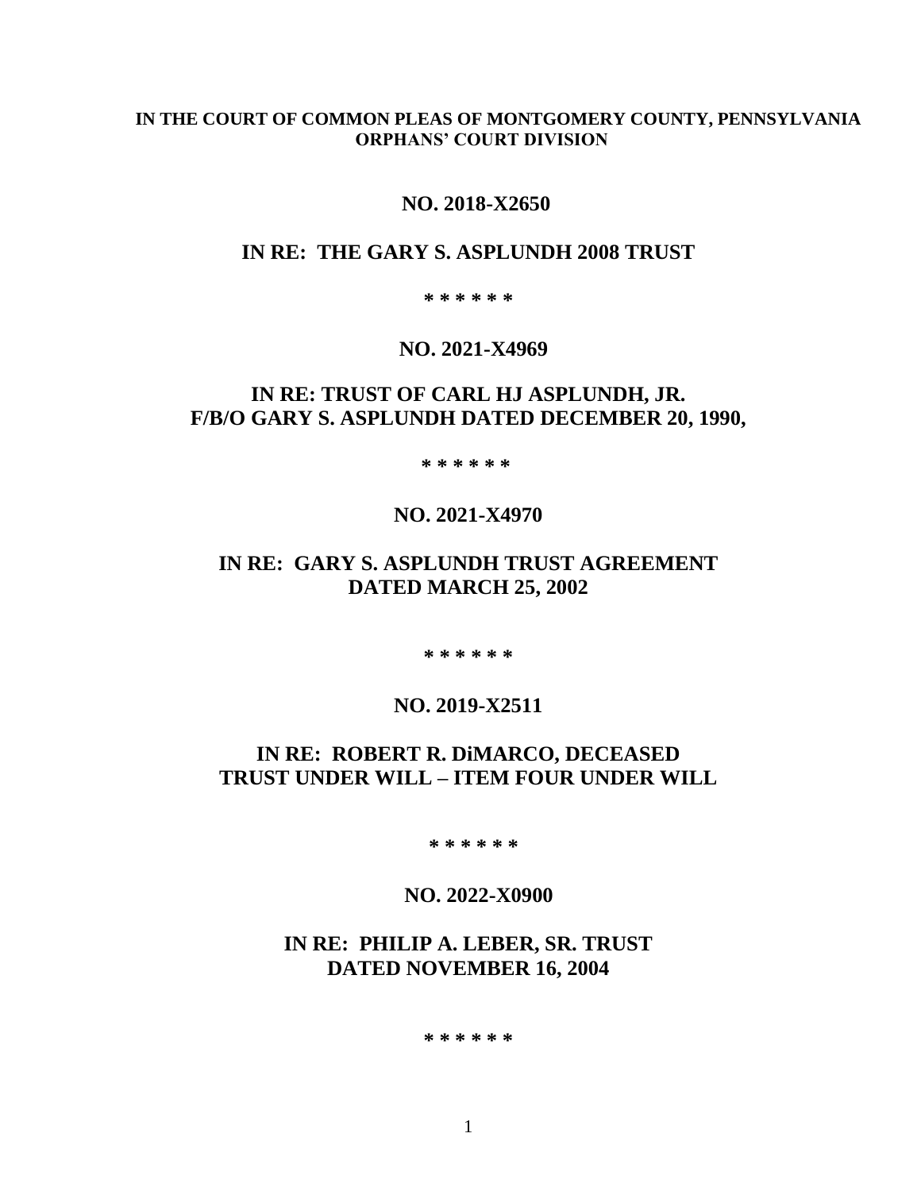**IN THE COURT OF COMMON PLEAS OF MONTGOMERY COUNTY, PENNSYLVANIA**
**ORPHANS' COURT DIVISION**

**NO. 2018-X2650**

**IN RE: THE GARY S. ASPLUNDH 2008 TRUST**

**\* \* \* \* \* \***

**NO. 2021-X4969**

**IN RE: TRUST OF CARL HJ ASPLUNDH, JR.**
**F/B/O GARY S. ASPLUNDH DATED DECEMBER 20, 1990,**

**\* \* \* \* \* \***

**NO. 2021-X4970**

**IN RE: GARY S. ASPLUNDH TRUST AGREEMENT**
**DATED MARCH 25, 2002**

**\* \* \* \* \* \***

**NO. 2019-X2511**

**IN RE: ROBERT R. DiMARCO, DECEASED**
**TRUST UNDER WILL – ITEM FOUR UNDER WILL**

**\* \* \* \* \* \***

**NO. 2022-X0900**

**IN RE: PHILIP A. LEBER, SR. TRUST**
**DATED NOVEMBER 16, 2004**

**\* \* \* \* \* \***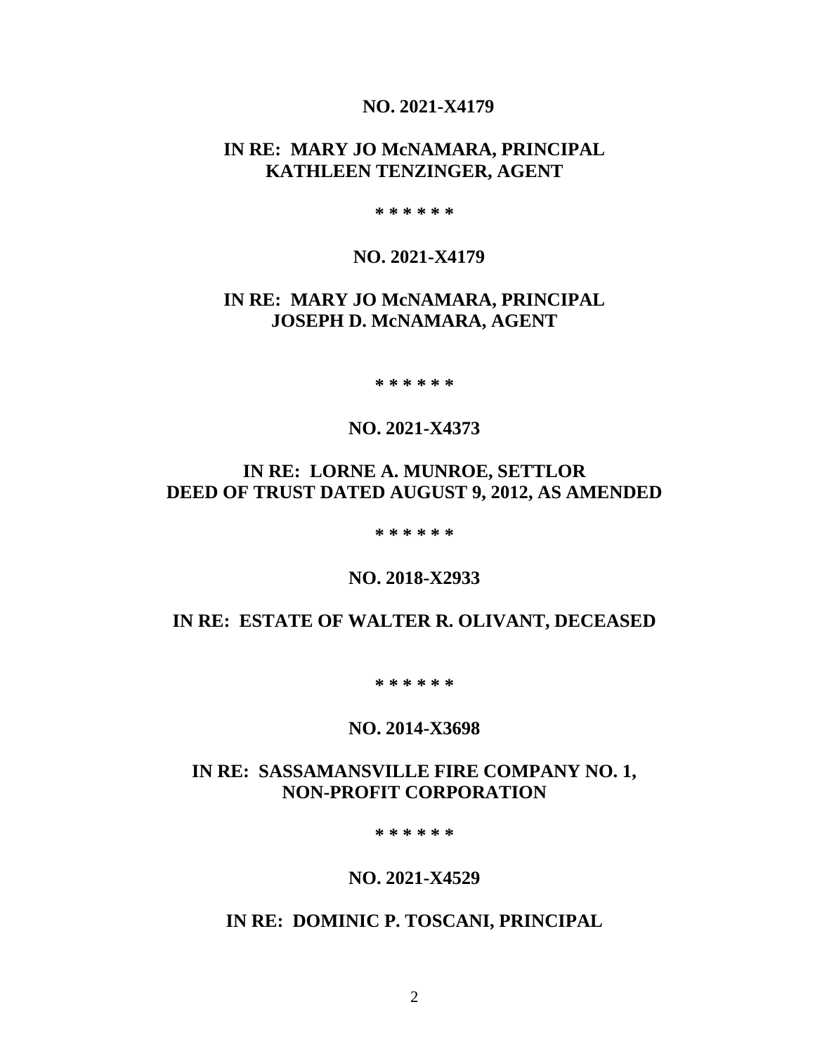**NO. 2021-X4179**

**IN RE: MARY JO McNAMARA, PRINCIPAL**
**KATHLEEN TENZINGER, AGENT**

**\* \* \* \* \* \***

**NO. 2021-X4179**

**IN RE: MARY JO McNAMARA, PRINCIPAL**
**JOSEPH D. McNAMARA, AGENT**

**\* \* \* \* \* \***

**NO. 2021-X4373**

**IN RE: LORNE A. MUNROE, SETTLOR**
**DEED OF TRUST DATED AUGUST 9, 2012, AS AMENDED**

**\* \* \* \* \* \***

**NO. 2018-X2933**

**IN RE: ESTATE OF WALTER R. OLIVANT, DECEASED**

**\* \* \* \* \* \***

**NO. 2014-X3698**

**IN RE: SASSAMANSVILLE FIRE COMPANY NO. 1,**
**NON-PROFIT CORPORATION**

**\* \* \* \* \* \***

**NO. 2021-X4529**

**IN RE: DOMINIC P. TOSCANI, PRINCIPAL**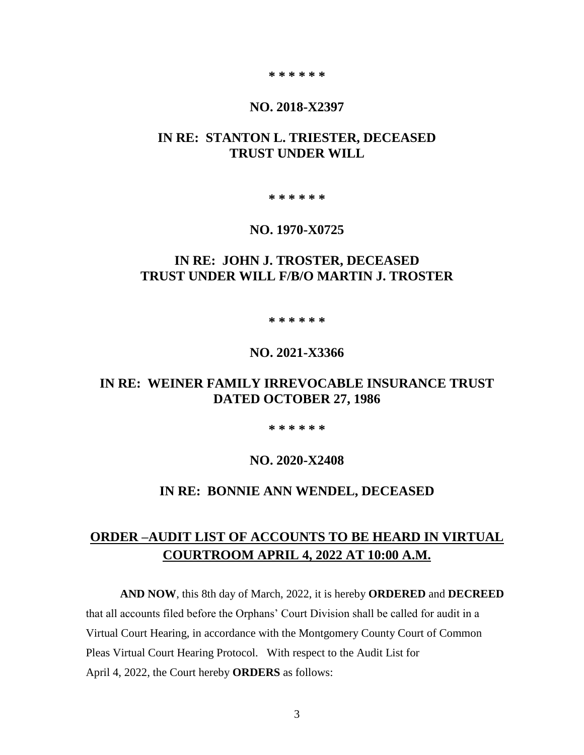**\* \* \* \* \* \***

**NO. 2018-X2397**

**IN RE: STANTON L. TRIESTER, DECEASED TRUST UNDER WILL**

**\* \* \* \* \* \***

**NO. 1970-X0725**

**IN RE: JOHN J. TROSTER, DECEASED TRUST UNDER WILL F/B/O MARTIN J. TROSTER**

**\* \* \* \* \* \***

**NO. 2021-X3366**

**IN RE: WEINER FAMILY IRREVOCABLE INSURANCE TRUST DATED OCTOBER 27, 1986**

**\* \* \* \* \* \***

**NO. 2020-X2408**

**IN RE: BONNIE ANN WENDEL, DECEASED**

## ORDER –AUDIT LIST OF ACCOUNTS TO BE HEARD IN VIRTUAL COURTROOM APRIL 4, 2022 AT 10:00 A.M.

**AND NOW**, this 8th day of March, 2022, it is hereby **ORDERED** and **DECREED** that all accounts filed before the Orphans' Court Division shall be called for audit in a Virtual Court Hearing, in accordance with the Montgomery County Court of Common Pleas Virtual Court Hearing Protocol. With respect to the Audit List for April 4, 2022, the Court hereby **ORDERS** as follows: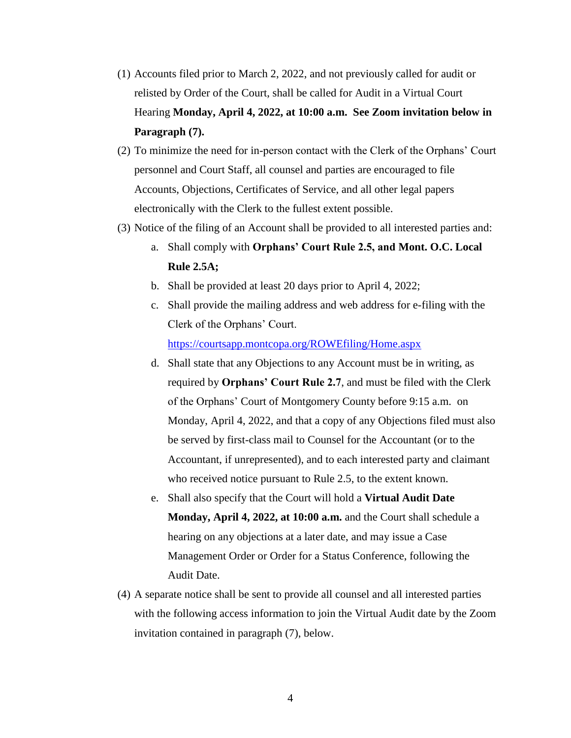(1) Accounts filed prior to March 2, 2022, and not previously called for audit or relisted by Order of the Court, shall be called for Audit in a Virtual Court Hearing **Monday, April 4, 2022, at 10:00 a.m. See Zoom invitation below in Paragraph (7).**

(2) To minimize the need for in-person contact with the Clerk of the Orphans' Court personnel and Court Staff, all counsel and parties are encouraged to file Accounts, Objections, Certificates of Service, and all other legal papers electronically with the Clerk to the fullest extent possible.

(3) Notice of the filing of an Account shall be provided to all interested parties and:

   a. Shall comply with **Orphans' Court Rule 2.5, and Mont. O.C. Local Rule 2.5A;**

   b. Shall be provided at least 20 days prior to April 4, 2022;

   c. Shall provide the mailing address and web address for e-filing with the Clerk of the Orphans' Court.
   https://courtsapp.montcopa.org/ROWEfiling/Home.aspx

   d. Shall state that any Objections to any Account must be in writing, as required by **Orphans' Court Rule 2.7**, and must be filed with the Clerk of the Orphans' Court of Montgomery County before 9:15 a.m. on Monday, April 4, 2022, and that a copy of any Objections filed must also be served by first-class mail to Counsel for the Accountant (or to the Accountant, if unrepresented), and to each interested party and claimant who received notice pursuant to Rule 2.5, to the extent known.

   e. Shall also specify that the Court will hold a **Virtual Audit Date Monday, April 4, 2022, at 10:00 a.m.** and the Court shall schedule a hearing on any objections at a later date, and may issue a Case Management Order or Order for a Status Conference, following the Audit Date.

(4) A separate notice shall be sent to provide all counsel and all interested parties with the following access information to join the Virtual Audit date by the Zoom invitation contained in paragraph (7), below.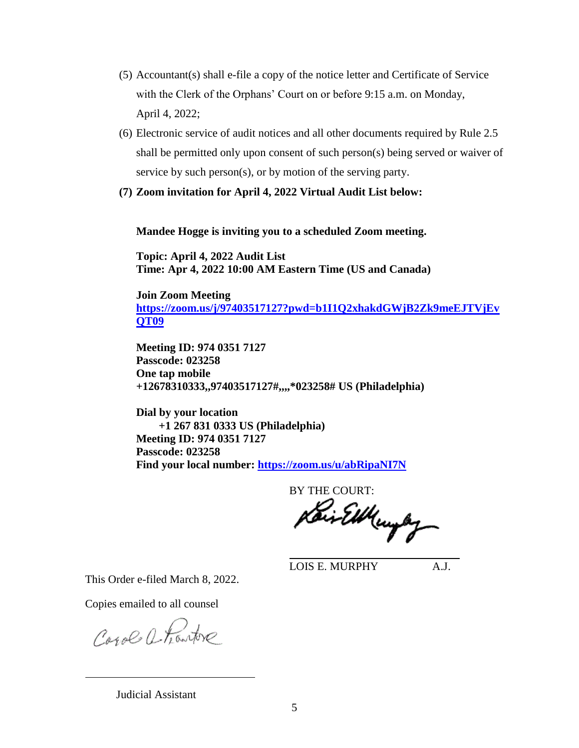(5) Accountant(s) shall e-file a copy of the notice letter and Certificate of Service with the Clerk of the Orphans' Court on or before 9:15 a.m. on Monday, April 4, 2022;

(6) Electronic service of audit notices and all other documents required by Rule 2.5 shall be permitted only upon consent of such person(s) being served or waiver of service by such person(s), or by motion of the serving party.

**(7) Zoom invitation for April 4, 2022 Virtual Audit List below:**

**Mandee Hogge is inviting you to a scheduled Zoom meeting.**

**Topic: April 4, 2022 Audit List**
**Time: Apr 4, 2022 10:00 AM Eastern Time (US and Canada)**

**Join Zoom Meeting**
**https://zoom.us/j/97403517127?pwd=b1I1Q2xhakdGWjB2Zk9meEJTVjEvQT09**

**Meeting ID: 974 0351 7127**
**Passcode: 023258**
**One tap mobile**
**+12678310333,,97403517127#,,,,*023258# US (Philadelphia)**

**Dial by your location**
**+1 267 831 0333 US (Philadelphia)**
**Meeting ID: 974 0351 7127**
**Passcode: 023258**
**Find your local number: https://zoom.us/u/abRipaNI7N**

BY THE COURT:

LOIS E. MURPHY A.J.

This Order e-filed March 8, 2022.

Copies emailed to all counsel

Judicial Assistant